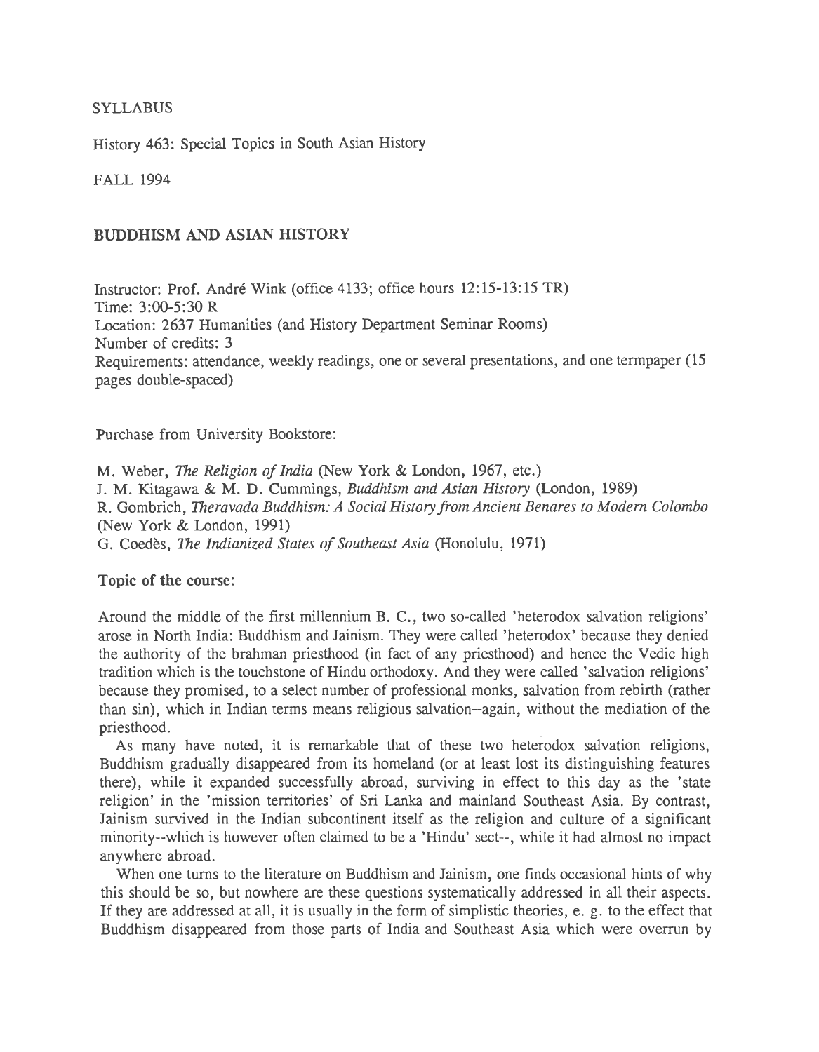SYLLABUS

History 463: Special Topics in South Asian History

FALL 1994

## BUDDHISM AND ASIAN HISTORY

Instructor: Prof. André Wink (office 4133; office hours 12:15-13:15 TR)
Time: 3:00-5:30 R
Location: 2637 Humanities (and History Department Seminar Rooms)
Number of credits: 3
Requirements: attendance, weekly readings, one or several presentations, and one termpaper (15 pages double-spaced)

Purchase from University Bookstore:

M. Weber, *The Religion of India* (New York & London, 1967, etc.)
J. M. Kitagawa & M. D. Cummings, *Buddhism and Asian History* (London, 1989)
R. Gombrich, *Theravada Buddhism: A Social History from Ancient Benares to Modern Colombo* (New York & London, 1991)
G. Coedès, *The Indianized States of Southeast Asia* (Honolulu, 1971)

**Topic of the course:**

Around the middle of the first millennium B. C., two so-called 'heterodox salvation religions' arose in North India: Buddhism and Jainism. They were called 'heterodox' because they denied the authority of the brahman priesthood (in fact of any priesthood) and hence the Vedic high tradition which is the touchstone of Hindu orthodoxy. And they were called 'salvation religions' because they promised, to a select number of professional monks, salvation from rebirth (rather than sin), which in Indian terms means religious salvation--again, without the mediation of the priesthood.

As many have noted, it is remarkable that of these two heterodox salvation religions, Buddhism gradually disappeared from its homeland (or at least lost its distinguishing features there), while it expanded successfully abroad, surviving in effect to this day as the 'state religion' in the 'mission territories' of Sri Lanka and mainland Southeast Asia. By contrast, Jainism survived in the Indian subcontinent itself as the religion and culture of a significant minority--which is however often claimed to be a 'Hindu' sect--, while it had almost no impact anywhere abroad.

When one turns to the literature on Buddhism and Jainism, one finds occasional hints of why this should be so, but nowhere are these questions systematically addressed in all their aspects. If they are addressed at all, it is usually in the form of simplistic theories, e. g. to the effect that Buddhism disappeared from those parts of India and Southeast Asia which were overrun by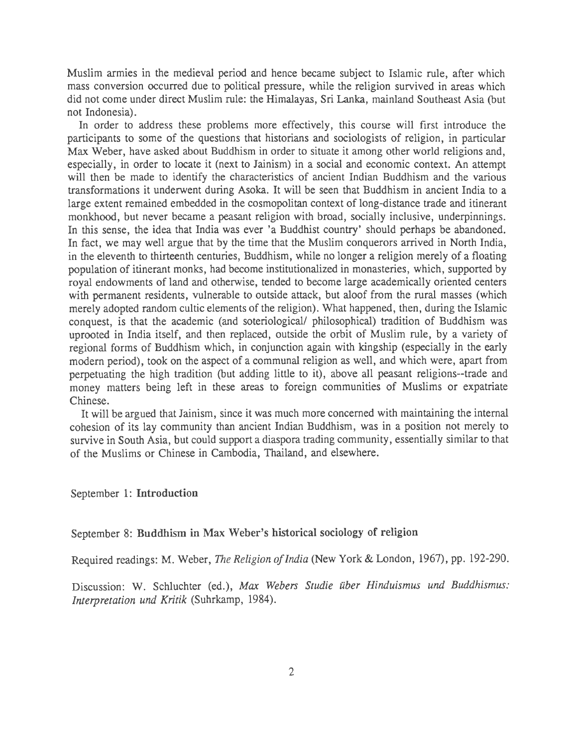Muslim armies in the medieval period and hence became subject to Islamic rule, after which mass conversion occurred due to political pressure, while the religion survived in areas which did not come under direct Muslim rule: the Himalayas, Sri Lanka, mainland Southeast Asia (but not Indonesia).

In order to address these problems more effectively, this course will first introduce the participants to some of the questions that historians and sociologists of religion, in particular Max Weber, have asked about Buddhism in order to situate it among other world religions and, especially, in order to locate it (next to Jainism) in a social and economic context. An attempt will then be made to identify the characteristics of ancient Indian Buddhism and the various transformations it underwent during Asoka. It will be seen that Buddhism in ancient India to a large extent remained embedded in the cosmopolitan context of long-distance trade and itinerant monkhood, but never became a peasant religion with broad, socially inclusive, underpinnings. In this sense, the idea that India was ever 'a Buddhist country' should perhaps be abandoned. In fact, we may well argue that by the time that the Muslim conquerors arrived in North India, in the eleventh to thirteenth centuries, Buddhism, while no longer a religion merely of a floating population of itinerant monks, had become institutionalized in monasteries, which, supported by royal endowments of land and otherwise, tended to become large academically oriented centers with permanent residents, vulnerable to outside attack, but aloof from the rural masses (which merely adopted random cultic elements of the religion). What happened, then, during the Islamic conquest, is that the academic (and soteriological/ philosophical) tradition of Buddhism was uprooted in India itself, and then replaced, outside the orbit of Muslim rule, by a variety of regional forms of Buddhism which, in conjunction again with kingship (especially in the early modern period), took on the aspect of a communal religion as well, and which were, apart from perpetuating the high tradition (but adding little to it), above all peasant religions--trade and money matters being left in these areas to foreign communities of Muslims or expatriate Chinese.

It will be argued that Jainism, since it was much more concerned with maintaining the internal cohesion of its lay community than ancient Indian Buddhism, was in a position not merely to survive in South Asia, but could support a diaspora trading community, essentially similar to that of the Muslims or Chinese in Cambodia, Thailand, and elsewhere.

September 1: **Introduction**

September 8: **Buddhism in Max Weber's historical sociology of religion**

Required readings: M. Weber, *The Religion of India* (New York & London, 1967), pp. 192-290.

Discussion: W. Schluchter (ed.), *Max Webers Studie über Hinduismus und Buddhismus: Interpretation und Kritik* (Suhrkamp, 1984).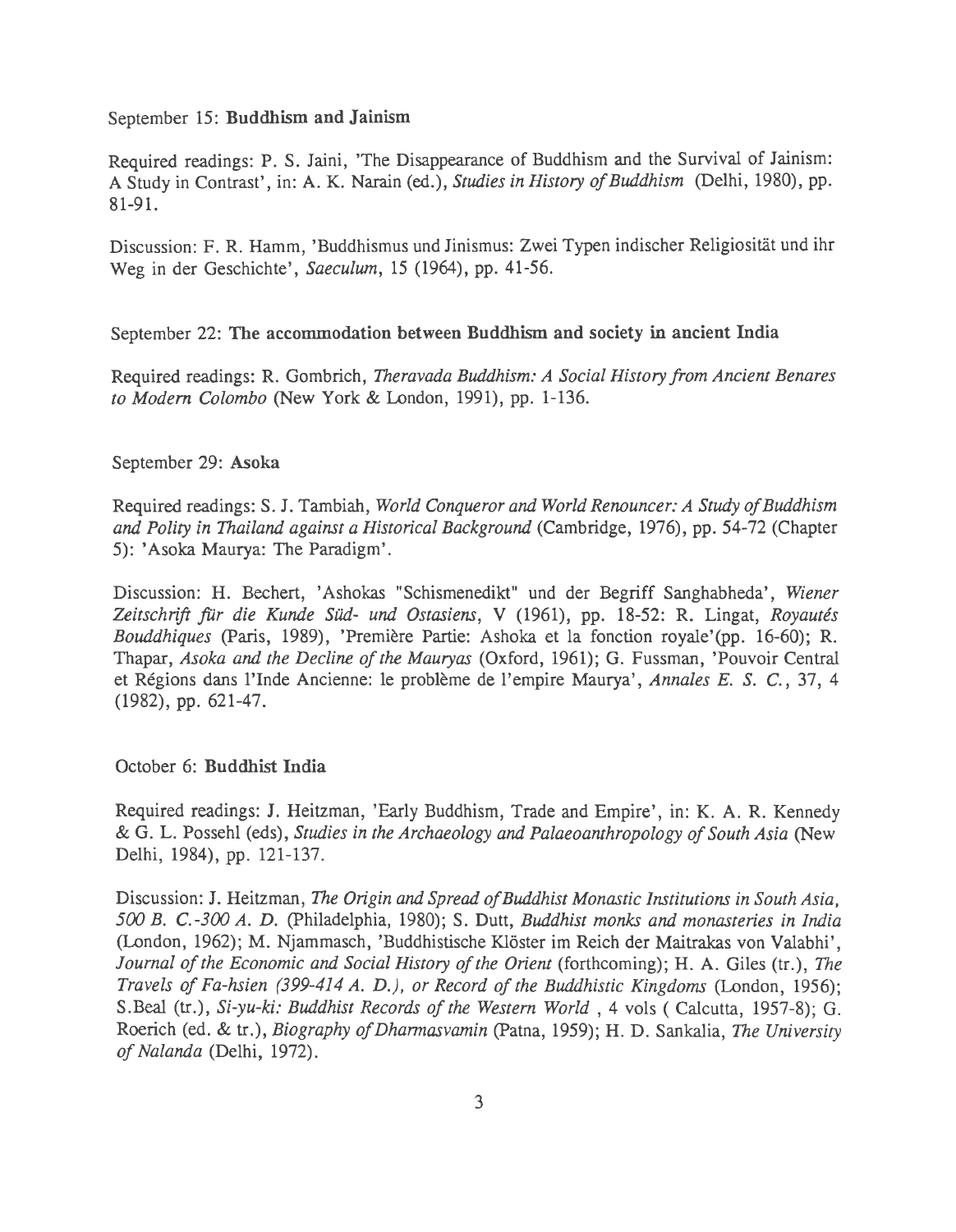September 15: **Buddhism and Jainism**

Required readings: P. S. Jaini, 'The Disappearance of Buddhism and the Survival of Jainism: A Study in Contrast', in: A. K. Narain (ed.), *Studies in History of Buddhism* (Delhi, 1980), pp. 81-91.

Discussion: F. R. Hamm, 'Buddhismus und Jinismus: Zwei Typen indischer Religiosität und ihr Weg in der Geschichte', *Saeculum*, 15 (1964), pp. 41-56.

September 22: **The accommodation between Buddhism and society in ancient India**

Required readings: R. Gombrich, *Theravada Buddhism: A Social History from Ancient Benares to Modern Colombo* (New York & London, 1991), pp. 1-136.

September 29: **Asoka**

Required readings: S. J. Tambiah, *World Conqueror and World Renouncer: A Study of Buddhism and Polity in Thailand against a Historical Background* (Cambridge, 1976), pp. 54-72 (Chapter 5): 'Asoka Maurya: The Paradigm'.

Discussion: H. Bechert, 'Ashokas "Schismenedikt" und der Begriff Sanghabheda', *Wiener Zeitschrift für die Kunde Süd- und Ostasiens*, V (1961), pp. 18-52: R. Lingat, *Royautés Bouddhiques* (Paris, 1989), 'Première Partie: Ashoka et la fonction royale'(pp. 16-60); R. Thapar, *Asoka and the Decline of the Mauryas* (Oxford, 1961); G. Fussman, 'Pouvoir Central et Régions dans l'Inde Ancienne: le problème de l'empire Maurya', *Annales E. S. C.*, 37, 4 (1982), pp. 621-47.

October 6: **Buddhist India**

Required readings: J. Heitzman, 'Early Buddhism, Trade and Empire', in: K. A. R. Kennedy & G. L. Possehl (eds), *Studies in the Archaeology and Palaeoanthropology of South Asia* (New Delhi, 1984), pp. 121-137.

Discussion: J. Heitzman, *The Origin and Spread of Buddhist Monastic Institutions in South Asia, 500 B. C.-300 A. D.* (Philadelphia, 1980); S. Dutt, *Buddhist monks and monasteries in India* (London, 1962); M. Njammasch, 'Buddhistische Klöster im Reich der Maitrakas von Valabhi', *Journal of the Economic and Social History of the Orient* (forthcoming); H. A. Giles (tr.), *The Travels of Fa-hsien (399-414 A. D.), or Record of the Buddhistic Kingdoms* (London, 1956); S.Beal (tr.), *Si-yu-ki: Buddhist Records of the Western World* , 4 vols ( Calcutta, 1957-8); G. Roerich (ed. & tr.), *Biography of Dharmasvamin* (Patna, 1959); H. D. Sankalia, *The University of Nalanda* (Delhi, 1972).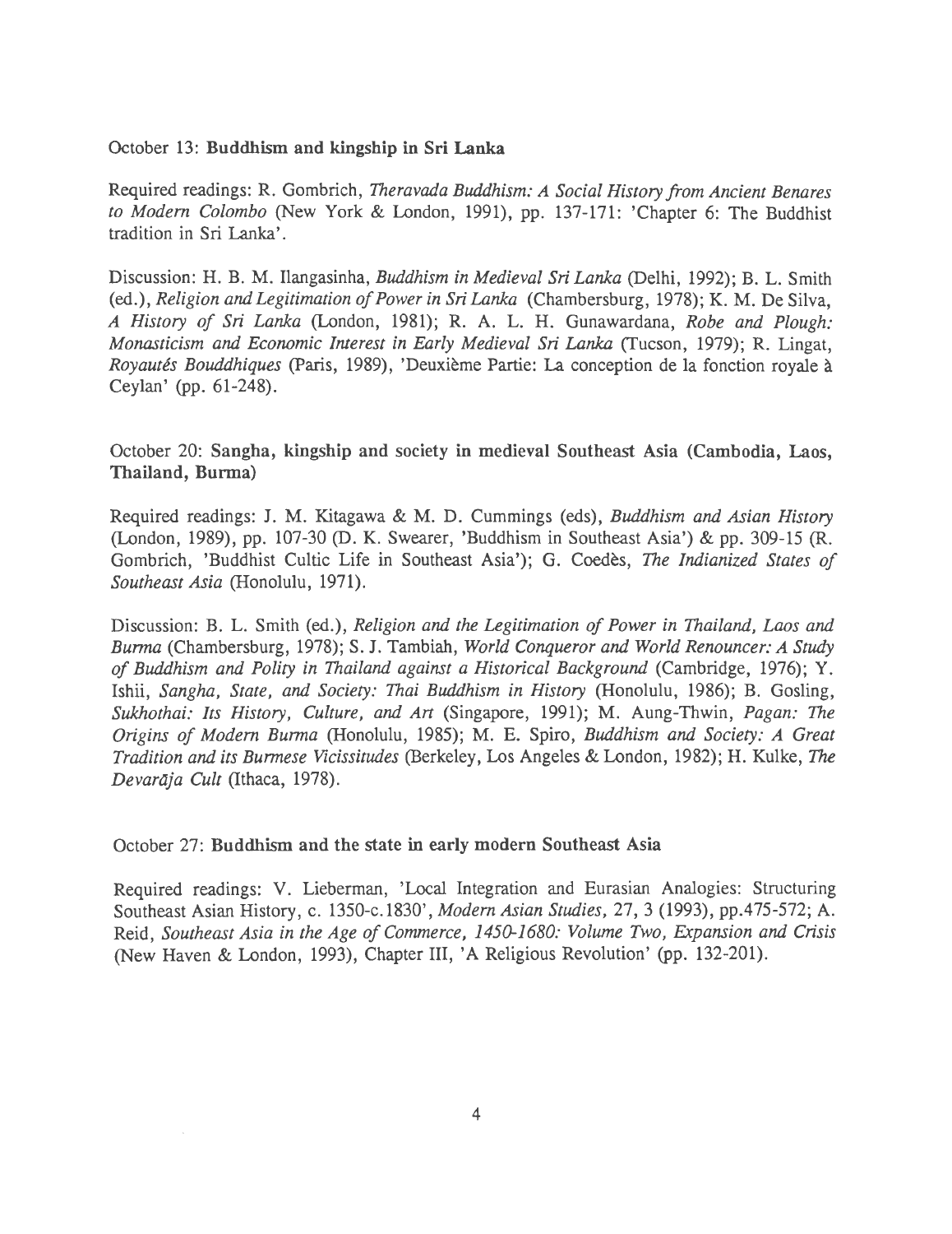October 13: **Buddhism and kingship in Sri Lanka**

Required readings: R. Gombrich, *Theravada Buddhism: A Social History from Ancient Benares to Modern Colombo* (New York & London, 1991), pp. 137-171: 'Chapter 6: The Buddhist tradition in Sri Lanka'.

Discussion: H. B. M. Ilangasinha, *Buddhism in Medieval Sri Lanka* (Delhi, 1992); B. L. Smith (ed.), *Religion and Legitimation of Power in Sri Lanka* (Chambersburg, 1978); K. M. De Silva, *A History of Sri Lanka* (London, 1981); R. A. L. H. Gunawardana, *Robe and Plough: Monasticism and Economic Interest in Early Medieval Sri Lanka* (Tucson, 1979); R. Lingat, *Royautés Bouddhiques* (Paris, 1989), 'Deuxième Partie: La conception de la fonction royale à Ceylan' (pp. 61-248).

October 20: **Sangha, kingship and society in medieval Southeast Asia (Cambodia, Laos, Thailand, Burma)**

Required readings: J. M. Kitagawa & M. D. Cummings (eds), *Buddhism and Asian History* (London, 1989), pp. 107-30 (D. K. Swearer, 'Buddhism in Southeast Asia') & pp. 309-15 (R. Gombrich, 'Buddhist Cultic Life in Southeast Asia'); G. Coedès, *The Indianized States of Southeast Asia* (Honolulu, 1971).

Discussion: B. L. Smith (ed.), *Religion and the Legitimation of Power in Thailand, Laos and Burma* (Chambersburg, 1978); S. J. Tambiah, *World Conqueror and World Renouncer: A Study of Buddhism and Polity in Thailand against a Historical Background* (Cambridge, 1976); Y. Ishii, *Sangha, State, and Society: Thai Buddhism in History* (Honolulu, 1986); B. Gosling, *Sukhothai: Its History, Culture, and Art* (Singapore, 1991); M. Aung-Thwin, *Pagan: The Origins of Modern Burma* (Honolulu, 1985); M. E. Spiro, *Buddhism and Society: A Great Tradition and its Burmese Vicissitudes* (Berkeley, Los Angeles & London, 1982); H. Kulke, *The Devarāja Cult* (Ithaca, 1978).

October 27: **Buddhism and the state in early modern Southeast Asia**

Required readings: V. Lieberman, 'Local Integration and Eurasian Analogies: Structuring Southeast Asian History, c. 1350-c.1830', *Modern Asian Studies*, 27, 3 (1993), pp.475-572; A. Reid, *Southeast Asia in the Age of Commerce, 1450-1680: Volume Two, Expansion and Crisis* (New Haven & London, 1993), Chapter III, 'A Religious Revolution' (pp. 132-201).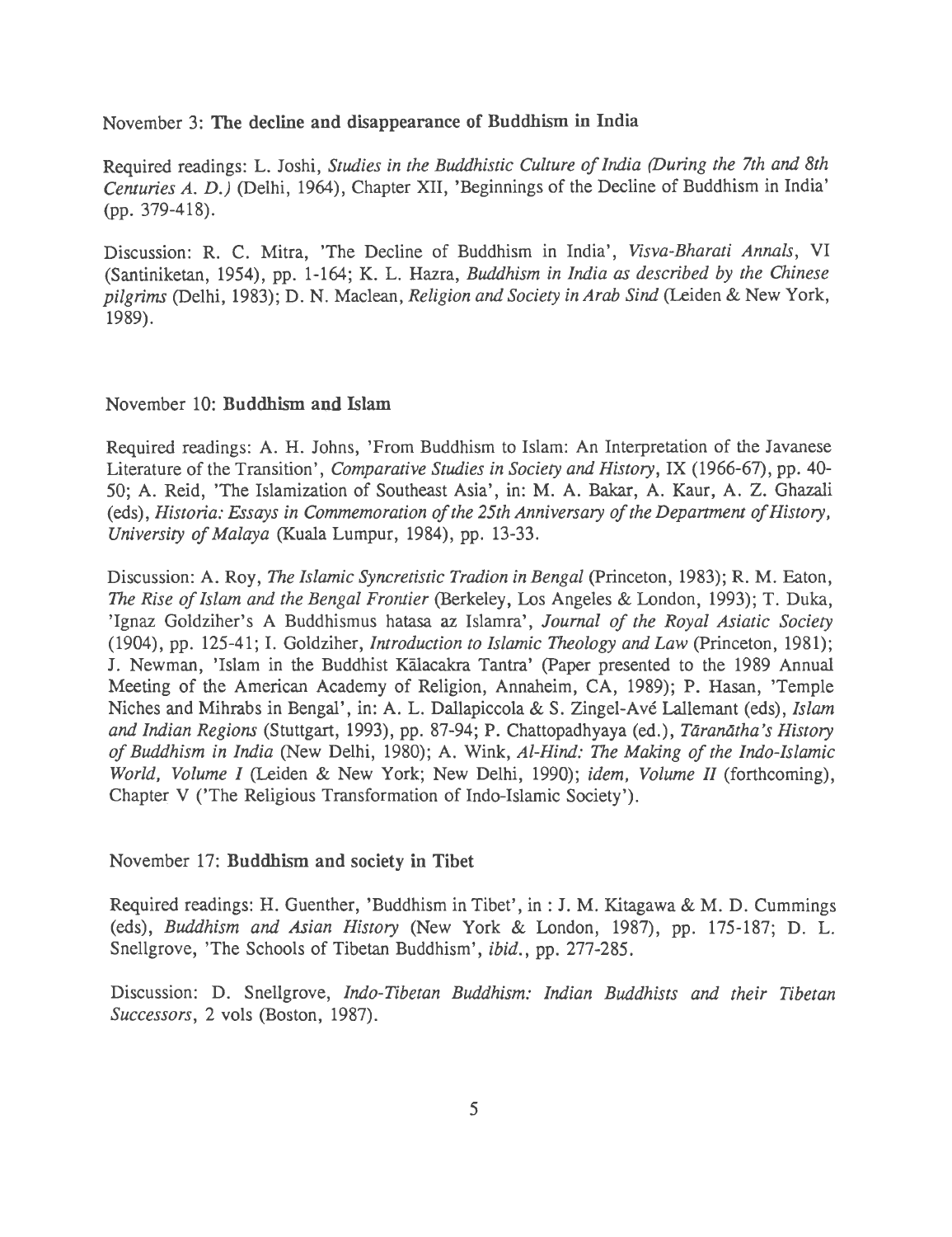November 3: **The decline and disappearance of Buddhism in India**

Required readings: L. Joshi, *Studies in the Buddhistic Culture of India (During the 7th and 8th Centuries A. D.)* (Delhi, 1964), Chapter XII, 'Beginnings of the Decline of Buddhism in India' (pp. 379-418).

Discussion: R. C. Mitra, 'The Decline of Buddhism in India', *Visva-Bharati Annals*, VI (Santiniketan, 1954), pp. 1-164; K. L. Hazra, *Buddhism in India as described by the Chinese pilgrims* (Delhi, 1983); D. N. Maclean, *Religion and Society in Arab Sind* (Leiden & New York, 1989).

November 10: **Buddhism and Islam**

Required readings: A. H. Johns, 'From Buddhism to Islam: An Interpretation of the Javanese Literature of the Transition', *Comparative Studies in Society and History*, IX (1966-67), pp. 40-50; A. Reid, 'The Islamization of Southeast Asia', in: M. A. Bakar, A. Kaur, A. Z. Ghazali (eds), *Historia: Essays in Commemoration of the 25th Anniversary of the Department of History, University of Malaya* (Kuala Lumpur, 1984), pp. 13-33.

Discussion: A. Roy, *The Islamic Syncretistic Tradion in Bengal* (Princeton, 1983); R. M. Eaton, *The Rise of Islam and the Bengal Frontier* (Berkeley, Los Angeles & London, 1993); T. Duka, 'Ignaz Goldziher's A Buddhismus hatasa az Islamra', *Journal of the Royal Asiatic Society* (1904), pp. 125-41; I. Goldziher, *Introduction to Islamic Theology and Law* (Princeton, 1981); J. Newman, 'Islam in the Buddhist Kālacakra Tantra' (Paper presented to the 1989 Annual Meeting of the American Academy of Religion, Annaheim, CA, 1989); P. Hasan, 'Temple Niches and Mihrabs in Bengal', in: A. L. Dallapiccola & S. Zingel-Avé Lallemant (eds), *Islam and Indian Regions* (Stuttgart, 1993), pp. 87-94; P. Chattopadhyaya (ed.), *Tāranātha's History of Buddhism in India* (New Delhi, 1980); A. Wink, *Al-Hind: The Making of the Indo-Islamic World, Volume I* (Leiden & New York; New Delhi, 1990); *idem, Volume II* (forthcoming), Chapter V ('The Religious Transformation of Indo-Islamic Society').

November 17: **Buddhism and society in Tibet**

Required readings: H. Guenther, 'Buddhism in Tibet', in : J. M. Kitagawa & M. D. Cummings (eds), *Buddhism and Asian History* (New York & London, 1987), pp. 175-187; D. L. Snellgrove, 'The Schools of Tibetan Buddhism', *ibid.*, pp. 277-285.

Discussion: D. Snellgrove, *Indo-Tibetan Buddhism: Indian Buddhists and their Tibetan Successors*, 2 vols (Boston, 1987).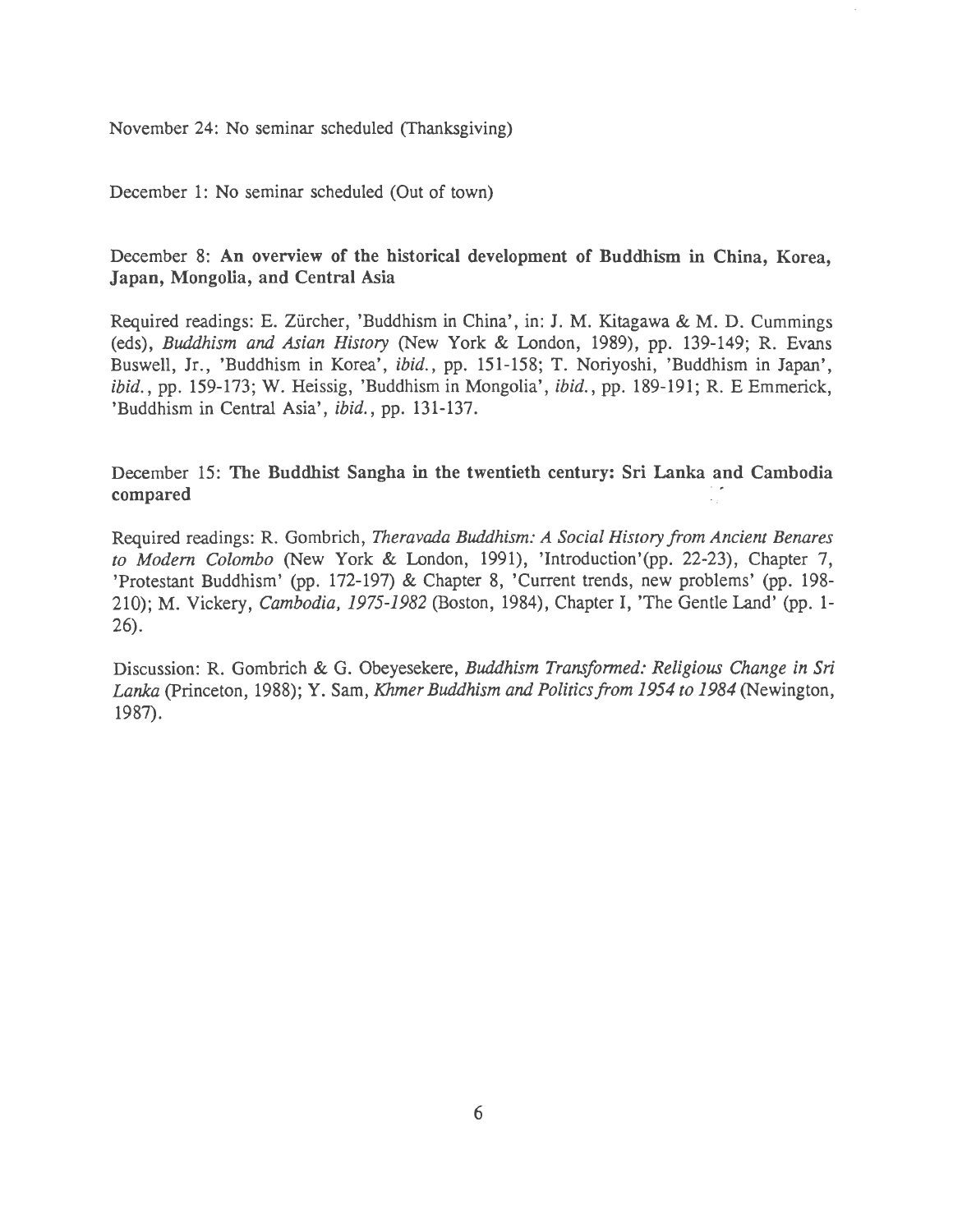November 24: No seminar scheduled (Thanksgiving)

December 1: No seminar scheduled (Out of town)

December 8: **An overview of the historical development of Buddhism in China, Korea, Japan, Mongolia, and Central Asia**

Required readings: E. Zürcher, 'Buddhism in China', in: J. M. Kitagawa & M. D. Cummings (eds), *Buddhism and Asian History* (New York & London, 1989), pp. 139-149; R. Evans Buswell, Jr., 'Buddhism in Korea', *ibid.*, pp. 151-158; T. Noriyoshi, 'Buddhism in Japan', *ibid.*, pp. 159-173; W. Heissig, 'Buddhism in Mongolia', *ibid.*, pp. 189-191; R. E Emmerick, 'Buddhism in Central Asia', *ibid.*, pp. 131-137.

December 15: **The Buddhist Sangha in the twentieth century: Sri Lanka and Cambodia compared**

Required readings: R. Gombrich, *Theravada Buddhism: A Social History from Ancient Benares to Modern Colombo* (New York & London, 1991), 'Introduction'(pp. 22-23), Chapter 7, 'Protestant Buddhism' (pp. 172-197) & Chapter 8, 'Current trends, new problems' (pp. 198-210); M. Vickery, *Cambodia, 1975-1982* (Boston, 1984), Chapter I, 'The Gentle Land' (pp. 1-26).

Discussion: R. Gombrich & G. Obeyesekere, *Buddhism Transformed: Religious Change in Sri Lanka* (Princeton, 1988); Y. Sam, *Khmer Buddhism and Politics from 1954 to 1984* (Newington, 1987).